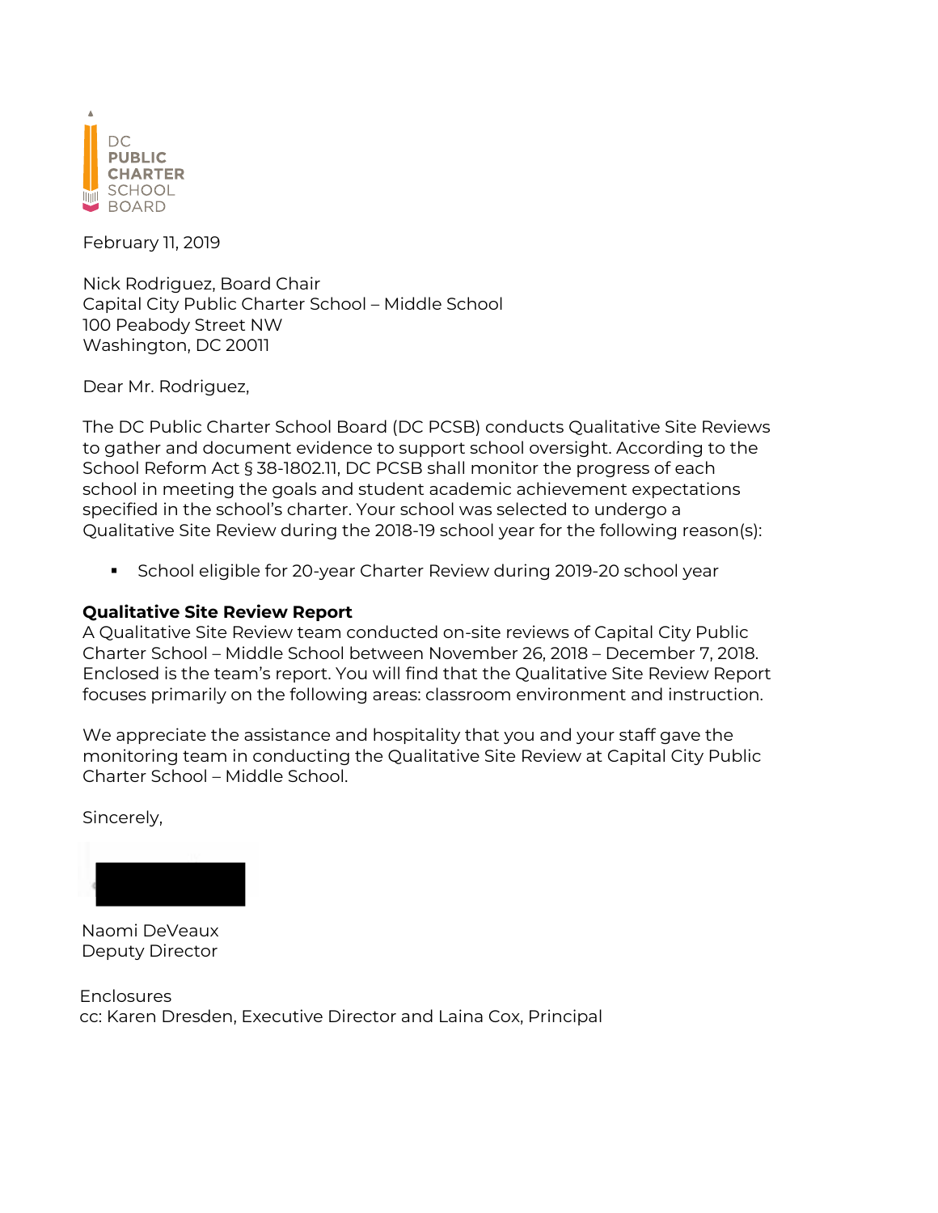DC PUBLIC CHARTER SCHOOL BOARD

February 11, 2019

Nick Rodriguez, Board Chair
Capital City Public Charter School – Middle School
100 Peabody Street NW
Washington, DC 20011

Dear Mr. Rodriguez,

The DC Public Charter School Board (DC PCSB) conducts Qualitative Site Reviews to gather and document evidence to support school oversight. According to the School Reform Act § 38-1802.11, DC PCSB shall monitor the progress of each school in meeting the goals and student academic achievement expectations specified in the school's charter. Your school was selected to undergo a Qualitative Site Review during the 2018-19 school year for the following reason(s):

- School eligible for 20-year Charter Review during 2019-20 school year

**Qualitative Site Review Report**
A Qualitative Site Review team conducted on-site reviews of Capital City Public Charter School – Middle School between November 26, 2018 – December 7, 2018. Enclosed is the team's report. You will find that the Qualitative Site Review Report focuses primarily on the following areas: classroom environment and instruction.

We appreciate the assistance and hospitality that you and your staff gave the monitoring team in conducting the Qualitative Site Review at Capital City Public Charter School – Middle School.

Sincerely,

Naomi DeVeaux
Deputy Director

Enclosures
cc: Karen Dresden, Executive Director and Laina Cox, Principal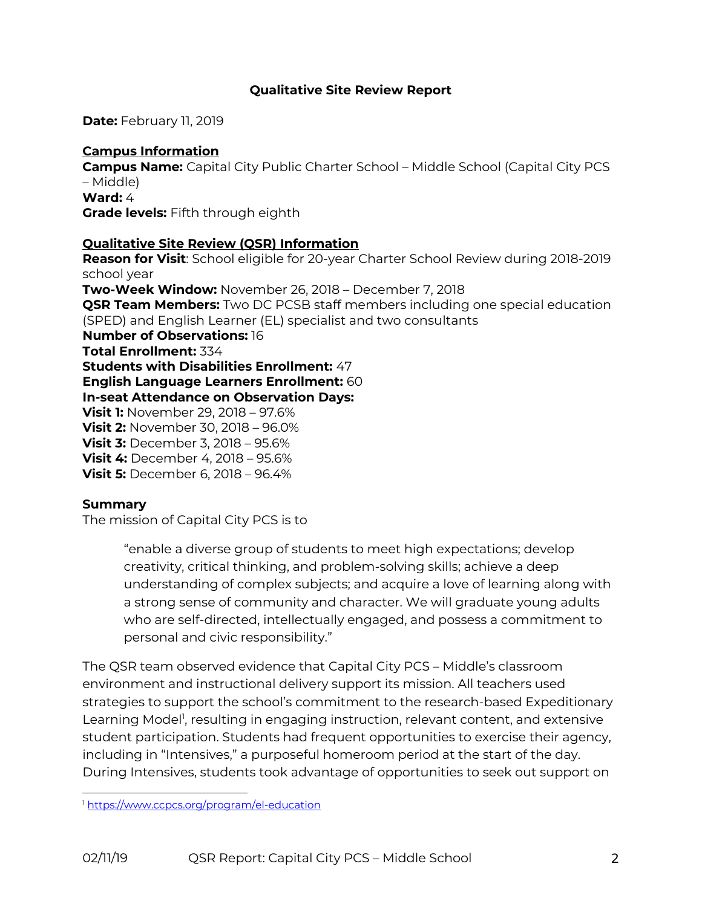## Qualitative Site Review Report

**Date:** February 11, 2019

**Campus Information**

**Campus Name:** Capital City Public Charter School – Middle School (Capital City PCS – Middle)
**Ward:** 4
**Grade levels:** Fifth through eighth

**Qualitative Site Review (QSR) Information**

**Reason for Visit**: School eligible for 20-year Charter School Review during 2018-2019 school year
**Two-Week Window:** November 26, 2018 – December 7, 2018
**QSR Team Members:** Two DC PCSB staff members including one special education (SPED) and English Learner (EL) specialist and two consultants
**Number of Observations:** 16
**Total Enrollment:** 334
**Students with Disabilities Enrollment:** 47
**English Language Learners Enrollment:** 60
**In-seat Attendance on Observation Days:**
**Visit 1:** November 29, 2018 – 97.6%
**Visit 2:** November 30, 2018 – 96.0%
**Visit 3:** December 3, 2018 – 95.6%
**Visit 4:** December 4, 2018 – 95.6%
**Visit 5:** December 6, 2018 – 96.4%

**Summary**

The mission of Capital City PCS is to

> "enable a diverse group of students to meet high expectations; develop creativity, critical thinking, and problem-solving skills; achieve a deep understanding of complex subjects; and acquire a love of learning along with a strong sense of community and character. We will graduate young adults who are self-directed, intellectually engaged, and possess a commitment to personal and civic responsibility."

The QSR team observed evidence that Capital City PCS – Middle's classroom environment and instructional delivery support its mission. All teachers used strategies to support the school's commitment to the research-based Expeditionary Learning Model[1], resulting in engaging instruction, relevant content, and extensive student participation. Students had frequent opportunities to exercise their agency, including in "Intensives," a purposeful homeroom period at the start of the day. During Intensives, students took advantage of opportunities to seek out support on

[1] https://www.ccpcs.org/program/el-education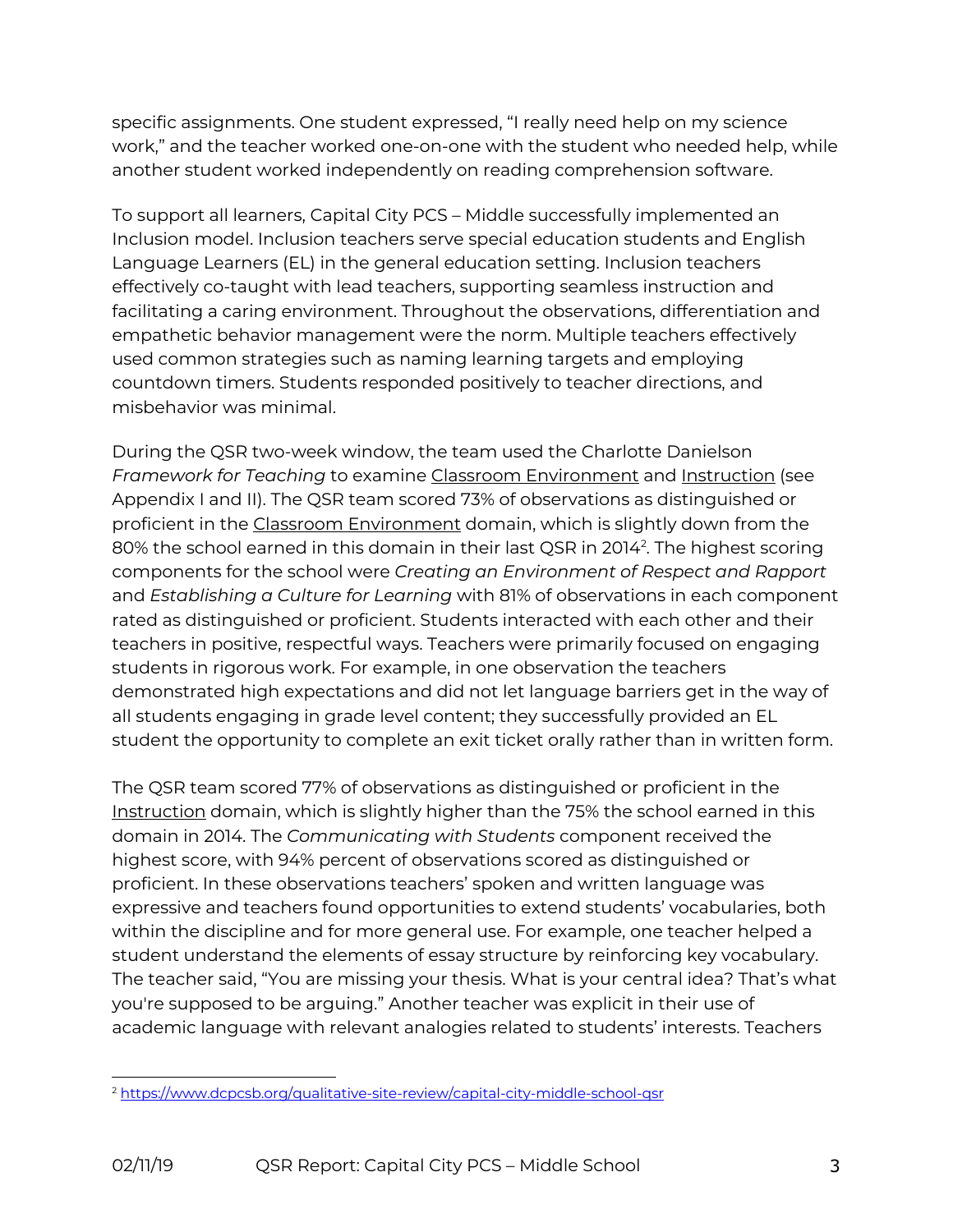specific assignments. One student expressed, “I really need help on my science work,” and the teacher worked one-on-one with the student who needed help, while another student worked independently on reading comprehension software.

To support all learners, Capital City PCS – Middle successfully implemented an Inclusion model. Inclusion teachers serve special education students and English Language Learners (EL) in the general education setting. Inclusion teachers effectively co-taught with lead teachers, supporting seamless instruction and facilitating a caring environment. Throughout the observations, differentiation and empathetic behavior management were the norm. Multiple teachers effectively used common strategies such as naming learning targets and employing countdown timers. Students responded positively to teacher directions, and misbehavior was minimal.

During the QSR two-week window, the team used the Charlotte Danielson *Framework for Teaching* to examine Classroom Environment and Instruction (see Appendix I and II). The QSR team scored 73% of observations as distinguished or proficient in the Classroom Environment domain, which is slightly down from the 80% the school earned in this domain in their last QSR in 2014[2]. The highest scoring components for the school were *Creating an Environment of Respect and Rapport* and *Establishing a Culture for Learning* with 81% of observations in each component rated as distinguished or proficient. Students interacted with each other and their teachers in positive, respectful ways. Teachers were primarily focused on engaging students in rigorous work. For example, in one observation the teachers demonstrated high expectations and did not let language barriers get in the way of all students engaging in grade level content; they successfully provided an EL student the opportunity to complete an exit ticket orally rather than in written form.

The QSR team scored 77% of observations as distinguished or proficient in the Instruction domain, which is slightly higher than the 75% the school earned in this domain in 2014. The *Communicating with Students* component received the highest score, with 94% percent of observations scored as distinguished or proficient. In these observations teachers' spoken and written language was expressive and teachers found opportunities to extend students' vocabularies, both within the discipline and for more general use. For example, one teacher helped a student understand the elements of essay structure by reinforcing key vocabulary. The teacher said, “You are missing your thesis. What is your central idea? That's what you're supposed to be arguing.” Another teacher was explicit in their use of academic language with relevant analogies related to students' interests. Teachers

[2] https://www.dcpcsb.org/qualitative-site-review/capital-city-middle-school-qsr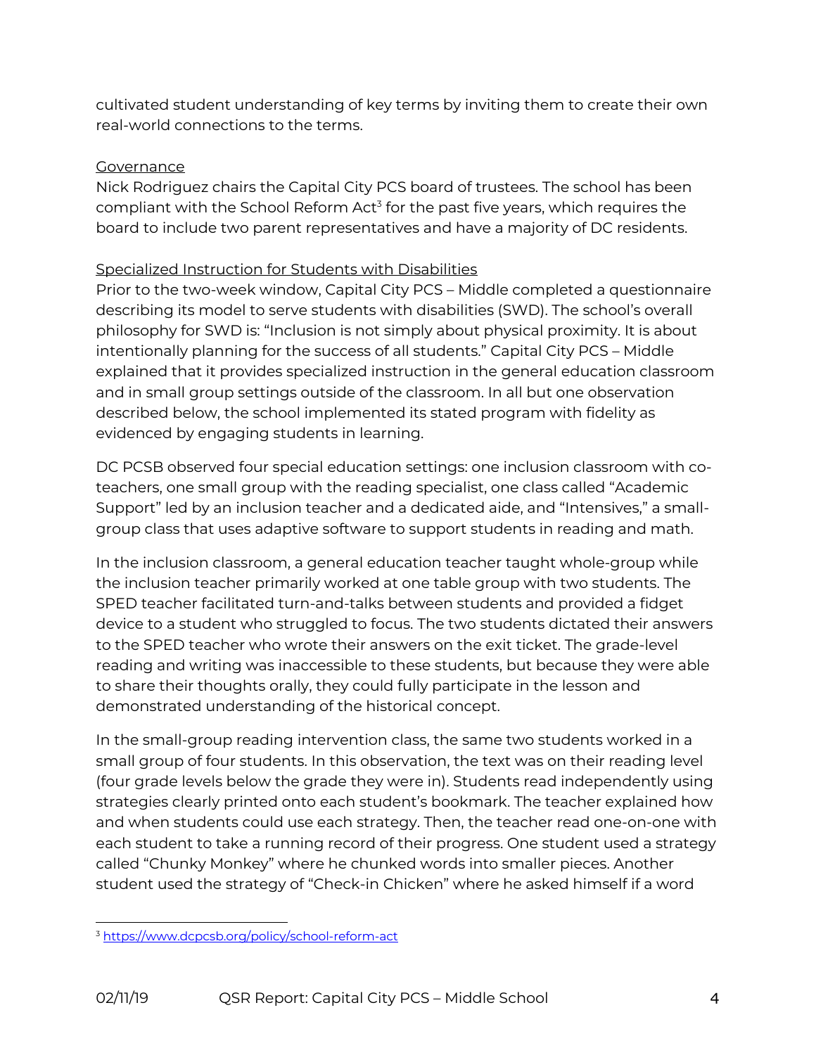cultivated student understanding of key terms by inviting them to create their own real-world connections to the terms.

<u>Governance</u>

Nick Rodriguez chairs the Capital City PCS board of trustees. The school has been compliant with the School Reform Act[3] for the past five years, which requires the board to include two parent representatives and have a majority of DC residents.

<u>Specialized Instruction for Students with Disabilities</u>

Prior to the two-week window, Capital City PCS – Middle completed a questionnaire describing its model to serve students with disabilities (SWD). The school's overall philosophy for SWD is: "Inclusion is not simply about physical proximity. It is about intentionally planning for the success of all students." Capital City PCS – Middle explained that it provides specialized instruction in the general education classroom and in small group settings outside of the classroom. In all but one observation described below, the school implemented its stated program with fidelity as evidenced by engaging students in learning.

DC PCSB observed four special education settings: one inclusion classroom with co-teachers, one small group with the reading specialist, one class called "Academic Support" led by an inclusion teacher and a dedicated aide, and "Intensives," a small-group class that uses adaptive software to support students in reading and math.

In the inclusion classroom, a general education teacher taught whole-group while the inclusion teacher primarily worked at one table group with two students. The SPED teacher facilitated turn-and-talks between students and provided a fidget device to a student who struggled to focus. The two students dictated their answers to the SPED teacher who wrote their answers on the exit ticket. The grade-level reading and writing was inaccessible to these students, but because they were able to share their thoughts orally, they could fully participate in the lesson and demonstrated understanding of the historical concept.

In the small-group reading intervention class, the same two students worked in a small group of four students. In this observation, the text was on their reading level (four grade levels below the grade they were in). Students read independently using strategies clearly printed onto each student's bookmark. The teacher explained how and when students could use each strategy. Then, the teacher read one-on-one with each student to take a running record of their progress. One student used a strategy called "Chunky Monkey" where he chunked words into smaller pieces. Another student used the strategy of "Check-in Chicken" where he asked himself if a word

---

[3] https://www.dcpcsb.org/policy/school-reform-act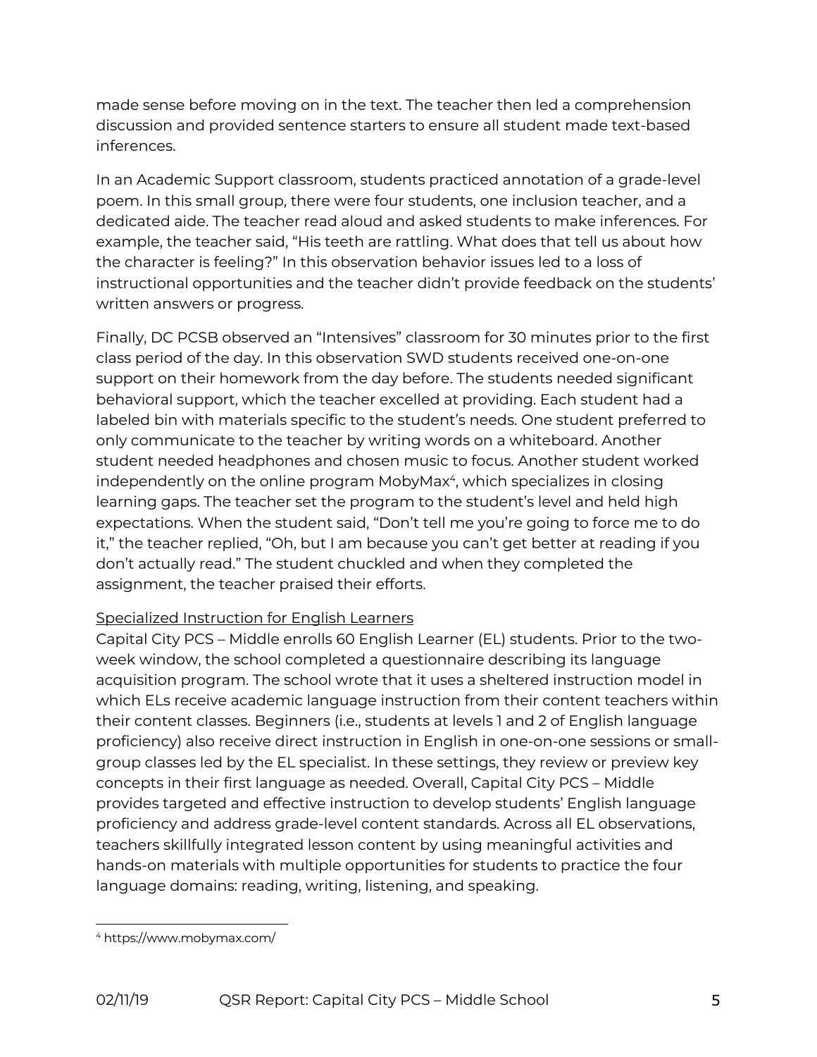made sense before moving on in the text. The teacher then led a comprehension discussion and provided sentence starters to ensure all student made text-based inferences.

In an Academic Support classroom, students practiced annotation of a grade-level poem. In this small group, there were four students, one inclusion teacher, and a dedicated aide. The teacher read aloud and asked students to make inferences. For example, the teacher said, "His teeth are rattling. What does that tell us about how the character is feeling?" In this observation behavior issues led to a loss of instructional opportunities and the teacher didn't provide feedback on the students' written answers or progress.

Finally, DC PCSB observed an "Intensives" classroom for 30 minutes prior to the first class period of the day. In this observation SWD students received one-on-one support on their homework from the day before. The students needed significant behavioral support, which the teacher excelled at providing. Each student had a labeled bin with materials specific to the student's needs. One student preferred to only communicate to the teacher by writing words on a whiteboard. Another student needed headphones and chosen music to focus. Another student worked independently on the online program MobyMax[4], which specializes in closing learning gaps. The teacher set the program to the student's level and held high expectations. When the student said, "Don't tell me you're going to force me to do it," the teacher replied, "Oh, but I am because you can't get better at reading if you don't actually read." The student chuckled and when they completed the assignment, the teacher praised their efforts.

<u>Specialized Instruction for English Learners</u>

Capital City PCS – Middle enrolls 60 English Learner (EL) students. Prior to the two-week window, the school completed a questionnaire describing its language acquisition program. The school wrote that it uses a sheltered instruction model in which ELs receive academic language instruction from their content teachers within their content classes. Beginners (i.e., students at levels 1 and 2 of English language proficiency) also receive direct instruction in English in one-on-one sessions or small-group classes led by the EL specialist. In these settings, they review or preview key concepts in their first language as needed. Overall, Capital City PCS – Middle provides targeted and effective instruction to develop students' English language proficiency and address grade-level content standards. Across all EL observations, teachers skillfully integrated lesson content by using meaningful activities and hands-on materials with multiple opportunities for students to practice the four language domains: reading, writing, listening, and speaking.

---

[4] https://www.mobymax.com/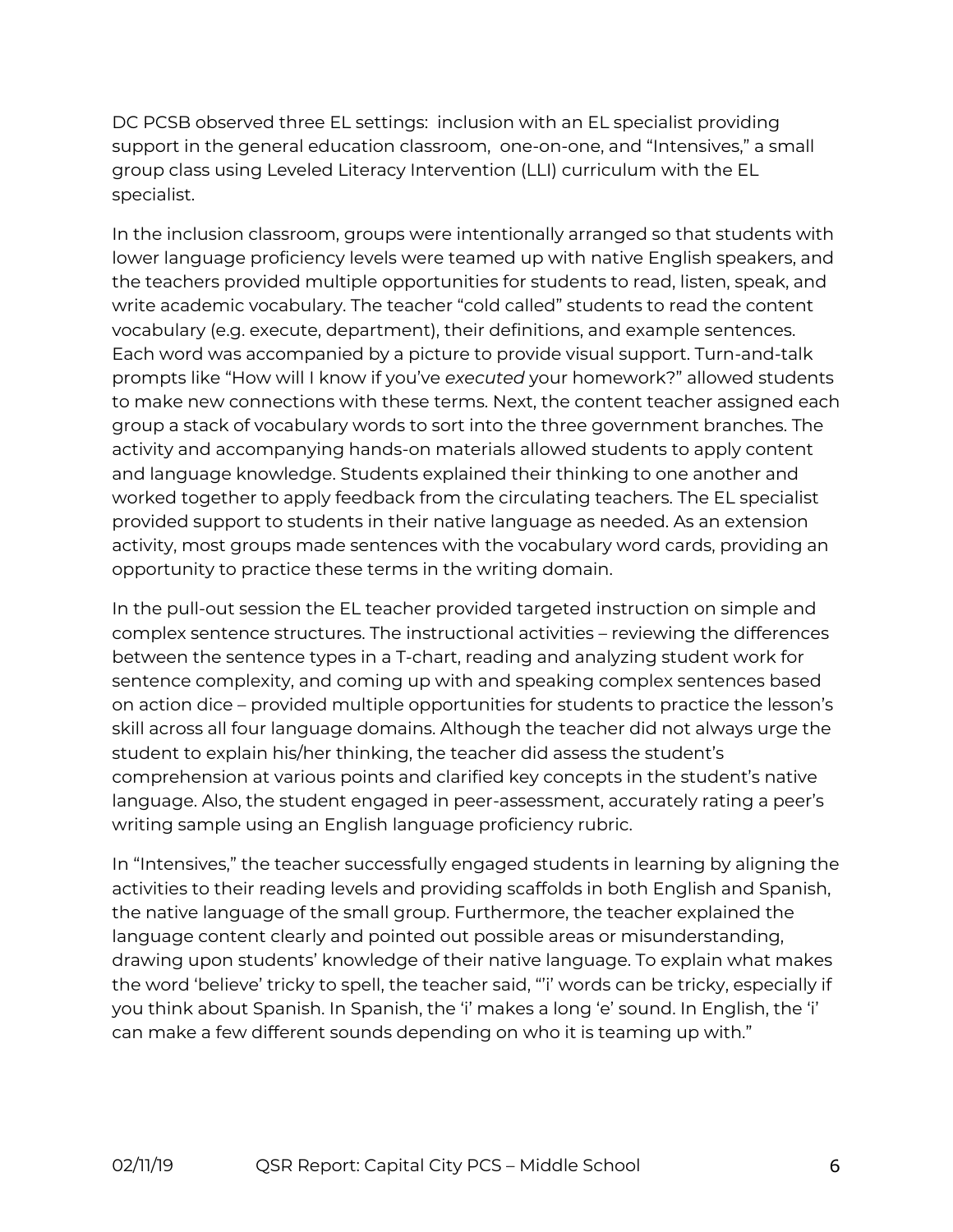DC PCSB observed three EL settings: inclusion with an EL specialist providing support in the general education classroom, one-on-one, and "Intensives," a small group class using Leveled Literacy Intervention (LLI) curriculum with the EL specialist.

In the inclusion classroom, groups were intentionally arranged so that students with lower language proficiency levels were teamed up with native English speakers, and the teachers provided multiple opportunities for students to read, listen, speak, and write academic vocabulary. The teacher "cold called" students to read the content vocabulary (e.g. execute, department), their definitions, and example sentences. Each word was accompanied by a picture to provide visual support. Turn-and-talk prompts like "How will I know if you've *executed* your homework?" allowed students to make new connections with these terms. Next, the content teacher assigned each group a stack of vocabulary words to sort into the three government branches. The activity and accompanying hands-on materials allowed students to apply content and language knowledge. Students explained their thinking to one another and worked together to apply feedback from the circulating teachers. The EL specialist provided support to students in their native language as needed. As an extension activity, most groups made sentences with the vocabulary word cards, providing an opportunity to practice these terms in the writing domain.

In the pull-out session the EL teacher provided targeted instruction on simple and complex sentence structures. The instructional activities – reviewing the differences between the sentence types in a T-chart, reading and analyzing student work for sentence complexity, and coming up with and speaking complex sentences based on action dice – provided multiple opportunities for students to practice the lesson's skill across all four language domains. Although the teacher did not always urge the student to explain his/her thinking, the teacher did assess the student's comprehension at various points and clarified key concepts in the student's native language. Also, the student engaged in peer-assessment, accurately rating a peer's writing sample using an English language proficiency rubric.

In "Intensives," the teacher successfully engaged students in learning by aligning the activities to their reading levels and providing scaffolds in both English and Spanish, the native language of the small group. Furthermore, the teacher explained the language content clearly and pointed out possible areas or misunderstanding, drawing upon students' knowledge of their native language. To explain what makes the word 'believe' tricky to spell, the teacher said, "'i' words can be tricky, especially if you think about Spanish. In Spanish, the 'i' makes a long 'e' sound. In English, the 'i' can make a few different sounds depending on who it is teaming up with."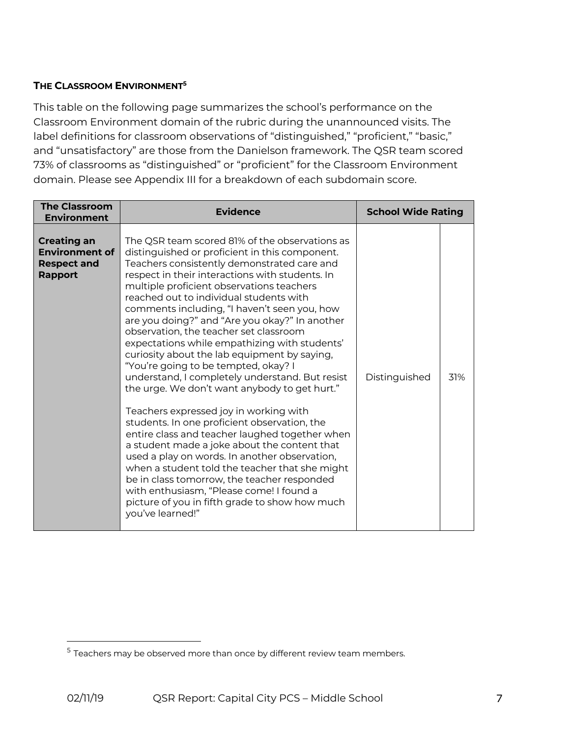**THE CLASSROOM ENVIRONMENT**[5]

This table on the following page summarizes the school's performance on the Classroom Environment domain of the rubric during the unannounced visits. The label definitions for classroom observations of "distinguished," "proficient," "basic," and "unsatisfactory" are those from the Danielson framework. The QSR team scored 73% of classrooms as "distinguished" or "proficient" for the Classroom Environment domain. Please see Appendix III for a breakdown of each subdomain score.

| The Classroom Environment | Evidence | School Wide Rating | |
|---|---|---|---|
| **Creating an Environment of Respect and Rapport** | The QSR team scored 81% of the observations as distinguished or proficient in this component. Teachers consistently demonstrated care and respect in their interactions with students. In multiple proficient observations teachers reached out to individual students with comments including, "I haven't seen you, how are you doing?" and "Are you okay?" In another observation, the teacher set classroom expectations while empathizing with students' curiosity about the lab equipment by saying, "You're going to be tempted, okay? I understand, I completely understand. But resist the urge. We don't want anybody to get hurt."<br><br>Teachers expressed joy in working with students. In one proficient observation, the entire class and teacher laughed together when a student made a joke about the content that used a play on words. In another observation, when a student told the teacher that she might be in class tomorrow, the teacher responded with enthusiasm, "Please come! I found a picture of you in fifth grade to show how much you've learned!" | Distinguished | 31% |

[5] Teachers may be observed more than once by different review team members.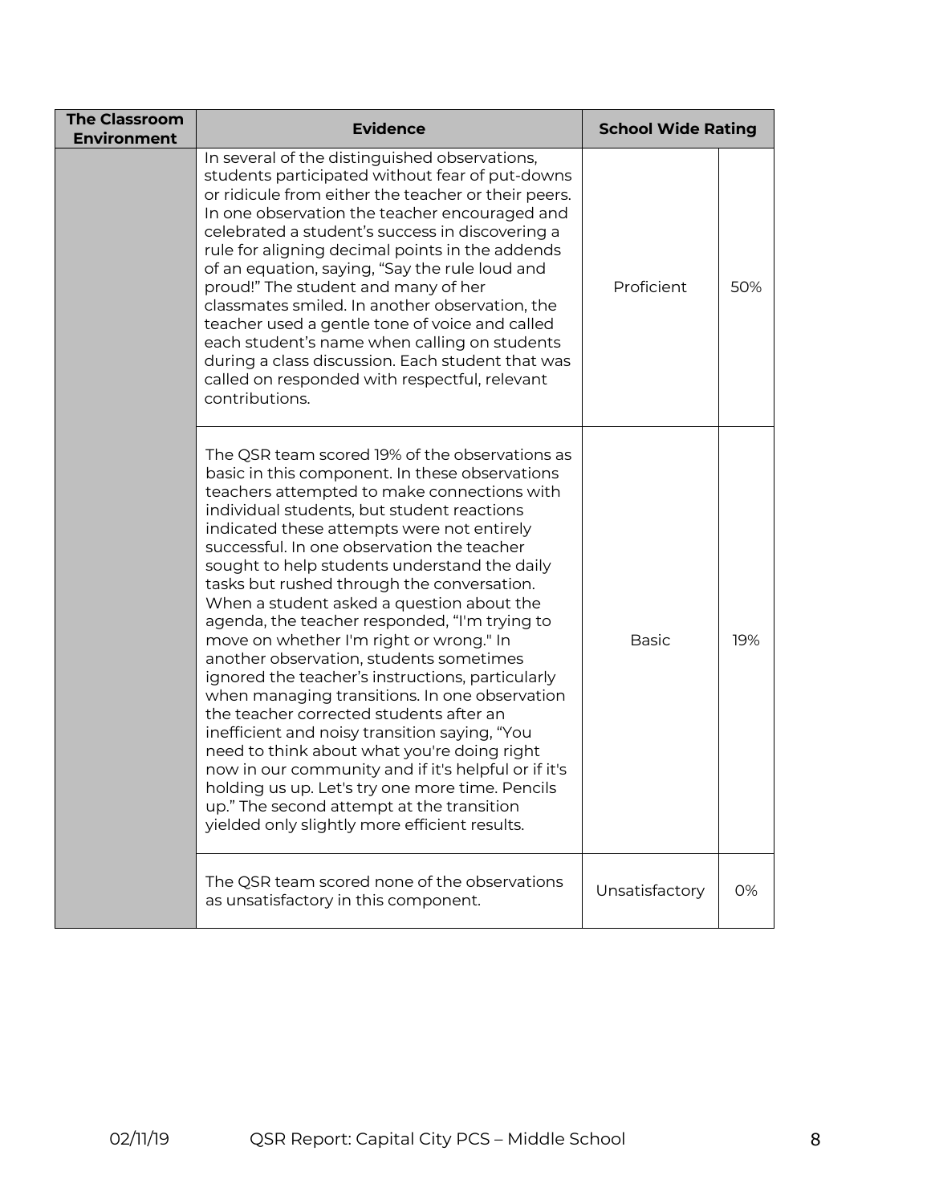| The Classroom Environment | Evidence | School Wide Rating | |
|---|---|---|---|
| | In several of the distinguished observations, students participated without fear of put-downs or ridicule from either the teacher or their peers. In one observation the teacher encouraged and celebrated a student's success in discovering a rule for aligning decimal points in the addends of an equation, saying, "Say the rule loud and proud!" The student and many of her classmates smiled. In another observation, the teacher used a gentle tone of voice and called each student's name when calling on students during a class discussion. Each student that was called on responded with respectful, relevant contributions. | Proficient | 50% |
| | The QSR team scored 19% of the observations as basic in this component. In these observations teachers attempted to make connections with individual students, but student reactions indicated these attempts were not entirely successful. In one observation the teacher sought to help students understand the daily tasks but rushed through the conversation. When a student asked a question about the agenda, the teacher responded, "I'm trying to move on whether I'm right or wrong." In another observation, students sometimes ignored the teacher's instructions, particularly when managing transitions. In one observation the teacher corrected students after an inefficient and noisy transition saying, "You need to think about what you're doing right now in our community and if it's helpful or if it's holding us up. Let's try one more time. Pencils up." The second attempt at the transition yielded only slightly more efficient results. | Basic | 19% |
| | The QSR team scored none of the observations as unsatisfactory in this component. | Unsatisfactory | 0% |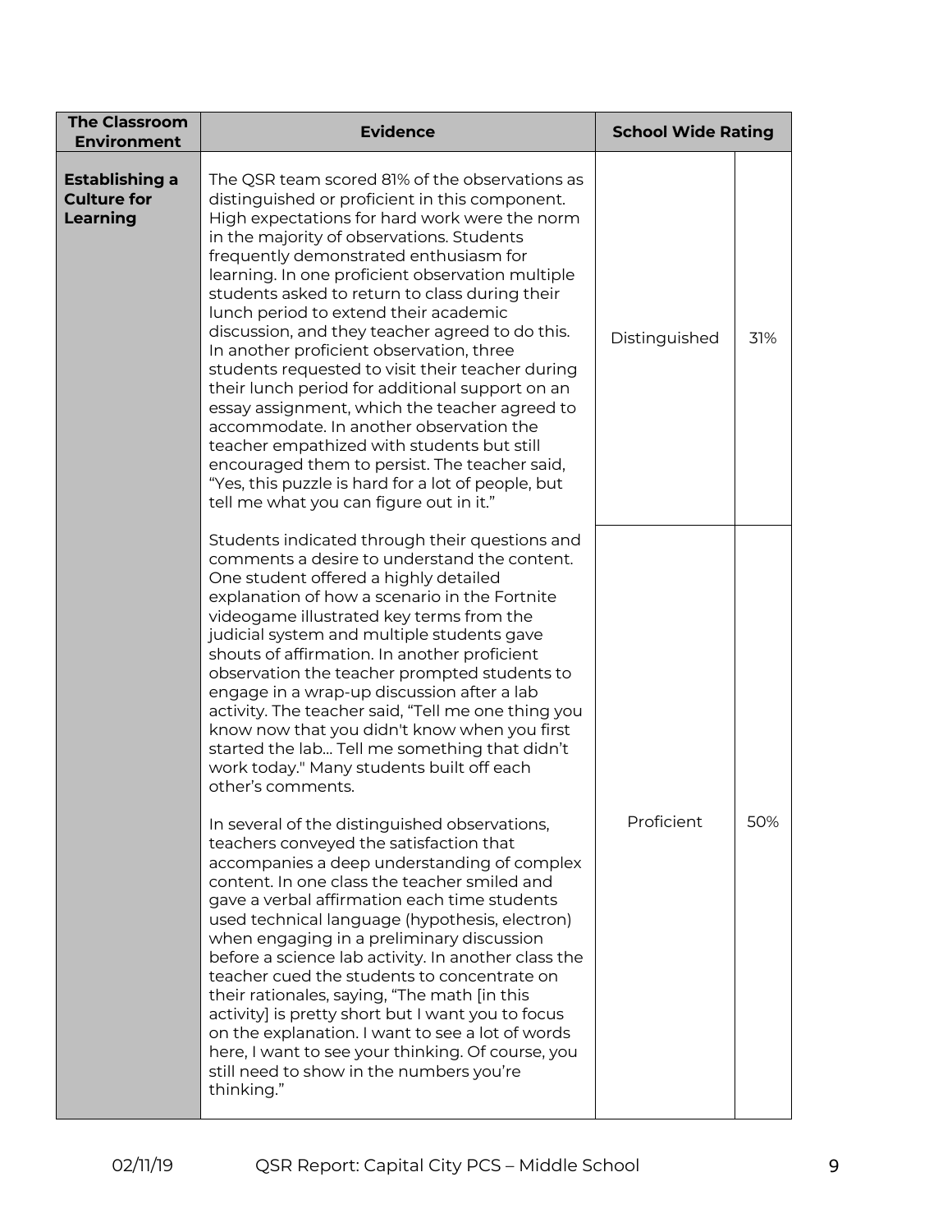| The Classroom Environment | Evidence | School Wide Rating | |
|---|---|---|---|
| **Establishing a Culture for Learning** | The QSR team scored 81% of the observations as distinguished or proficient in this component. High expectations for hard work were the norm in the majority of observations. Students frequently demonstrated enthusiasm for learning. In one proficient observation multiple students asked to return to class during their lunch period to extend their academic discussion, and they teacher agreed to do this. In another proficient observation, three students requested to visit their teacher during their lunch period for additional support on an essay assignment, which the teacher agreed to accommodate. In another observation the teacher empathized with students but still encouraged them to persist. The teacher said, "Yes, this puzzle is hard for a lot of people, but tell me what you can figure out in it." | Distinguished | 31% |
| | Students indicated through their questions and comments a desire to understand the content. One student offered a highly detailed explanation of how a scenario in the Fortnite videogame illustrated key terms from the judicial system and multiple students gave shouts of affirmation. In another proficient observation the teacher prompted students to engage in a wrap-up discussion after a lab activity. The teacher said, "Tell me one thing you know now that you didn't know when you first started the lab... Tell me something that didn't work today." Many students built off each other's comments.<br><br>In several of the distinguished observations, teachers conveyed the satisfaction that accompanies a deep understanding of complex content. In one class the teacher smiled and gave a verbal affirmation each time students used technical language (hypothesis, electron) when engaging in a preliminary discussion before a science lab activity. In another class the teacher cued the students to concentrate on their rationales, saying, "The math [in this activity] is pretty short but I want you to focus on the explanation. I want to see a lot of words here, I want to see your thinking. Of course, you still need to show in the numbers you're thinking." | Proficient | 50% |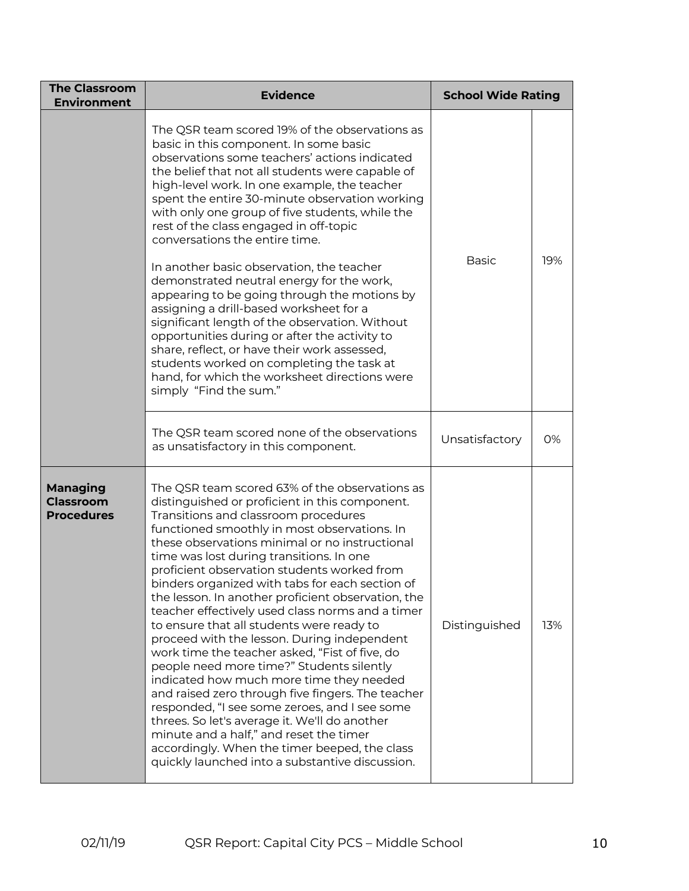| The Classroom Environment | Evidence | School Wide Rating | |
|---|---|---|---|
| | The QSR team scored 19% of the observations as basic in this component. In some basic observations some teachers' actions indicated the belief that not all students were capable of high-level work. In one example, the teacher spent the entire 30-minute observation working with only one group of five students, while the rest of the class engaged in off-topic conversations the entire time.<br><br>In another basic observation, the teacher demonstrated neutral energy for the work, appearing to be going through the motions by assigning a drill-based worksheet for a significant length of the observation. Without opportunities during or after the activity to share, reflect, or have their work assessed, students worked on completing the task at hand, for which the worksheet directions were simply "Find the sum." | Basic | 19% |
| | The QSR team scored none of the observations as unsatisfactory in this component. | Unsatisfactory | 0% |
| **Managing Classroom Procedures** | The QSR team scored 63% of the observations as distinguished or proficient in this component. Transitions and classroom procedures functioned smoothly in most observations. In these observations minimal or no instructional time was lost during transitions. In one proficient observation students worked from binders organized with tabs for each section of the lesson. In another proficient observation, the teacher effectively used class norms and a timer to ensure that all students were ready to proceed with the lesson. During independent work time the teacher asked, "Fist of five, do people need more time?" Students silently indicated how much more time they needed and raised zero through five fingers. The teacher responded, "I see some zeroes, and I see some threes. So let's average it. We'll do another minute and a half," and reset the timer accordingly. When the timer beeped, the class quickly launched into a substantive discussion. | Distinguished | 13% |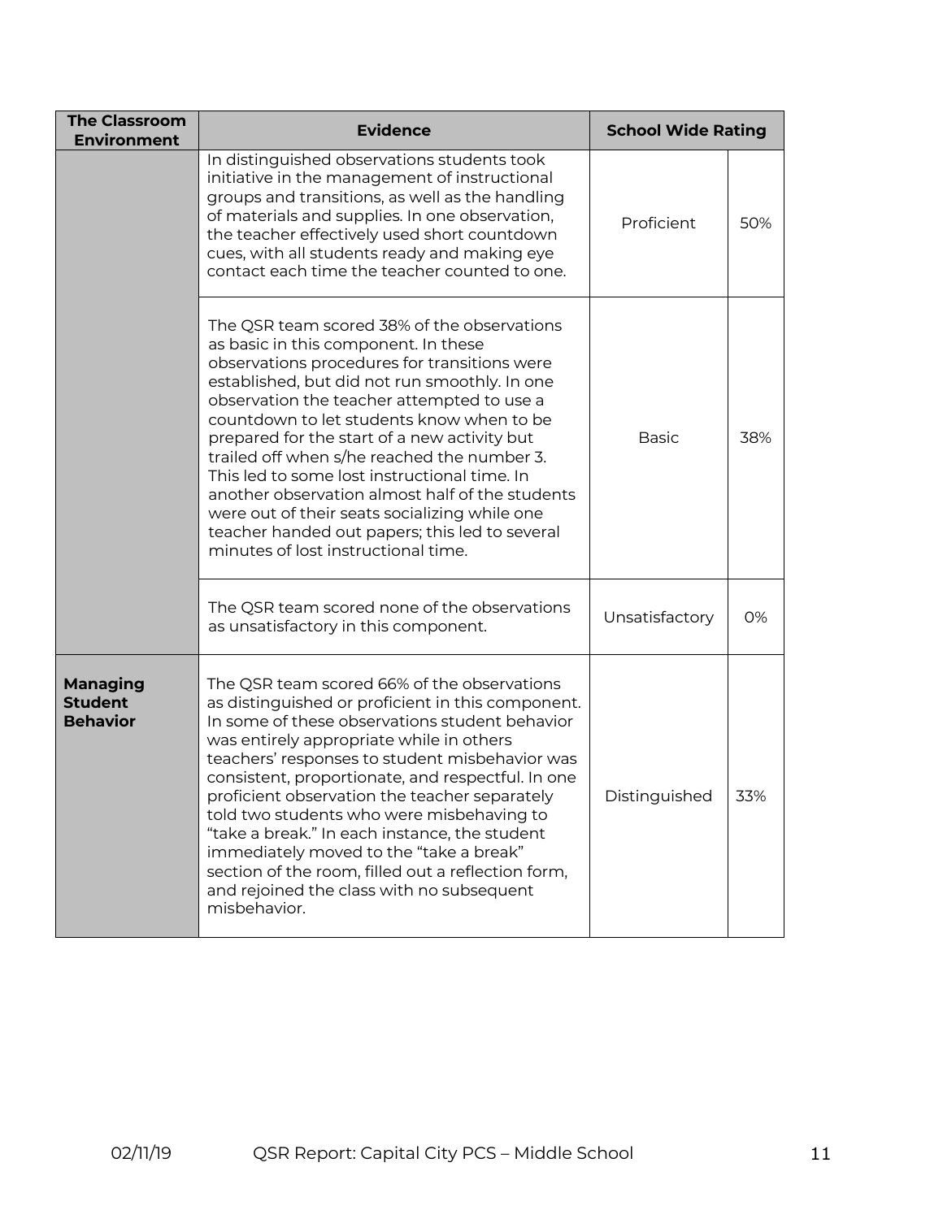| The Classroom Environment | Evidence | School Wide Rating | |
|---|---|---|---|
| | In distinguished observations students took initiative in the management of instructional groups and transitions, as well as the handling of materials and supplies. In one observation, the teacher effectively used short countdown cues, with all students ready and making eye contact each time the teacher counted to one. | Proficient | 50% |
| | The QSR team scored 38% of the observations as basic in this component. In these observations procedures for transitions were established, but did not run smoothly. In one observation the teacher attempted to use a countdown to let students know when to be prepared for the start of a new activity but trailed off when s/he reached the number 3. This led to some lost instructional time. In another observation almost half of the students were out of their seats socializing while one teacher handed out papers; this led to several minutes of lost instructional time. | Basic | 38% |
| | The QSR team scored none of the observations as unsatisfactory in this component. | Unsatisfactory | 0% |
| **Managing Student Behavior** | The QSR team scored 66% of the observations as distinguished or proficient in this component. In some of these observations student behavior was entirely appropriate while in others teachers' responses to student misbehavior was consistent, proportionate, and respectful. In one proficient observation the teacher separately told two students who were misbehaving to "take a break." In each instance, the student immediately moved to the "take a break" section of the room, filled out a reflection form, and rejoined the class with no subsequent misbehavior. | Distinguished | 33% |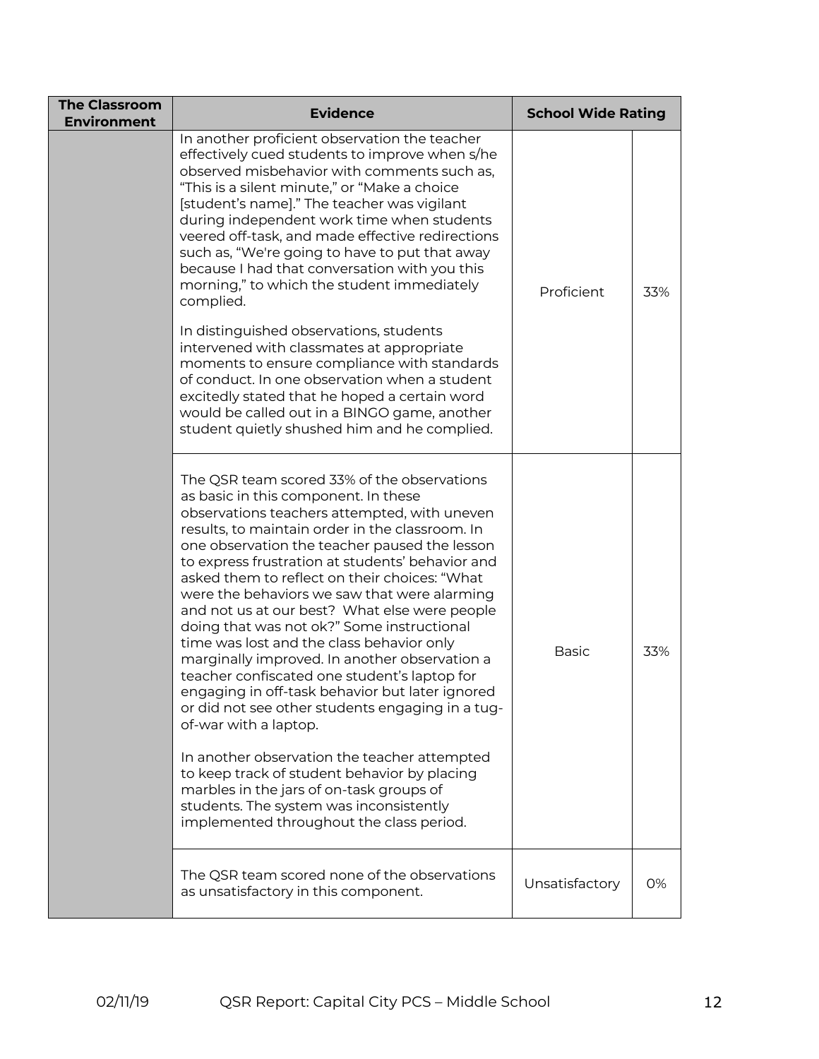| The Classroom Environment | Evidence | School Wide Rating | |
|---|---|---|---|
| | In another proficient observation the teacher effectively cued students to improve when s/he observed misbehavior with comments such as, "This is a silent minute," or "Make a choice [student's name]." The teacher was vigilant during independent work time when students veered off-task, and made effective redirections such as, "We're going to have to put that away because I had that conversation with you this morning," to which the student immediately complied.<br><br>In distinguished observations, students intervened with classmates at appropriate moments to ensure compliance with standards of conduct. In one observation when a student excitedly stated that he hoped a certain word would be called out in a BINGO game, another student quietly shushed him and he complied. | Proficient | 33% |
| | The QSR team scored 33% of the observations as basic in this component. In these observations teachers attempted, with uneven results, to maintain order in the classroom. In one observation the teacher paused the lesson to express frustration at students' behavior and asked them to reflect on their choices: "What were the behaviors we saw that were alarming and not us at our best? What else were people doing that was not ok?" Some instructional time was lost and the class behavior only marginally improved. In another observation a teacher confiscated one student's laptop for engaging in off-task behavior but later ignored or did not see other students engaging in a tug-of-war with a laptop.<br><br>In another observation the teacher attempted to keep track of student behavior by placing marbles in the jars of on-task groups of students. The system was inconsistently implemented throughout the class period. | Basic | 33% |
| | The QSR team scored none of the observations as unsatisfactory in this component. | Unsatisfactory | 0% |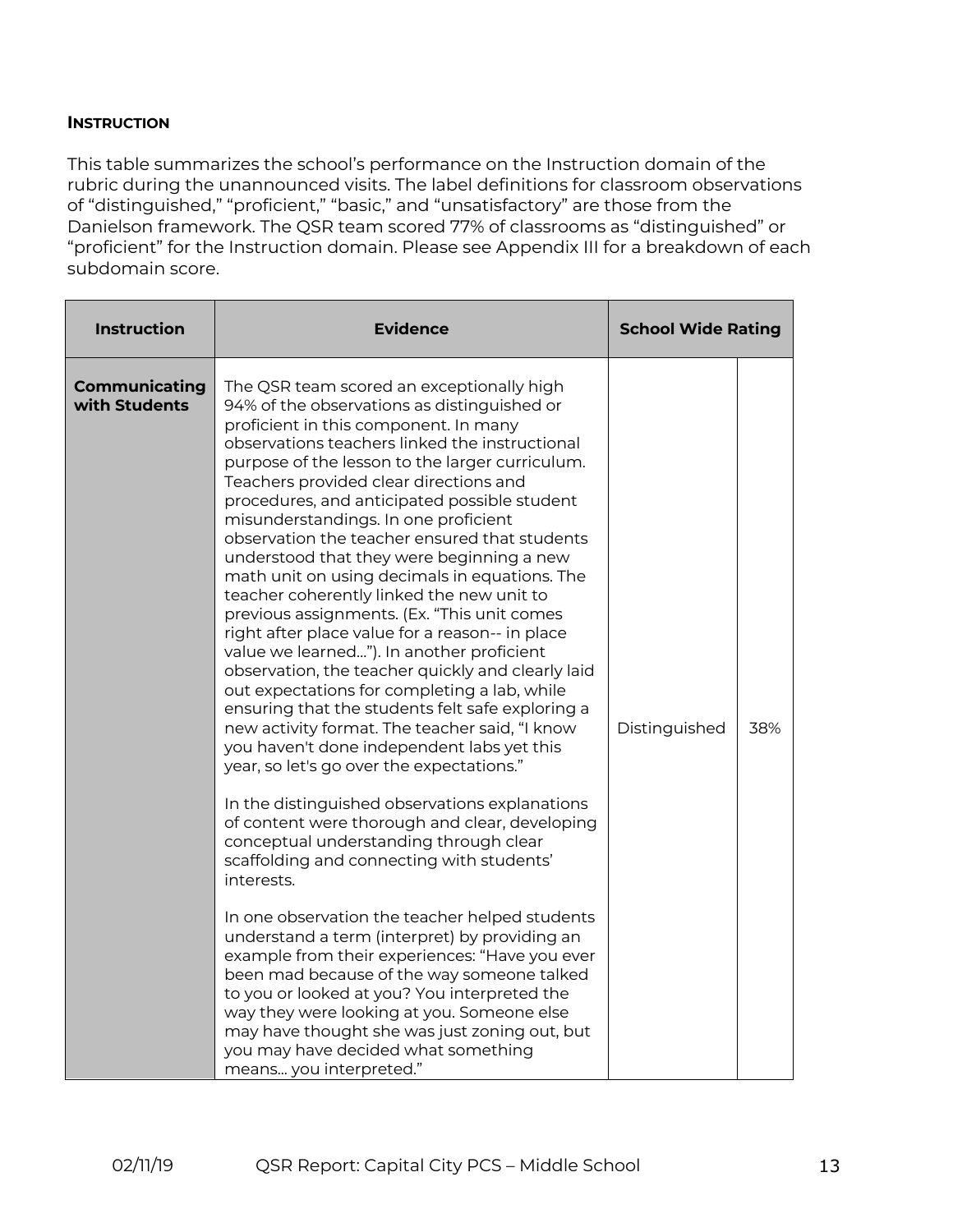### INSTRUCTION

This table summarizes the school's performance on the Instruction domain of the rubric during the unannounced visits. The label definitions for classroom observations of "distinguished," "proficient," "basic," and "unsatisfactory" are those from the Danielson framework. The QSR team scored 77% of classrooms as "distinguished" or "proficient" for the Instruction domain. Please see Appendix III for a breakdown of each subdomain score.

| Instruction | Evidence | School Wide Rating | |
|---|---|---|---|
| **Communicating with Students** | The QSR team scored an exceptionally high 94% of the observations as distinguished or proficient in this component. In many observations teachers linked the instructional purpose of the lesson to the larger curriculum. Teachers provided clear directions and procedures, and anticipated possible student misunderstandings. In one proficient observation the teacher ensured that students understood that they were beginning a new math unit on using decimals in equations. The teacher coherently linked the new unit to previous assignments. (Ex. "This unit comes right after place value for a reason-- in place value we learned…"). In another proficient observation, the teacher quickly and clearly laid out expectations for completing a lab, while ensuring that the students felt safe exploring a new activity format. The teacher said, "I know you haven't done independent labs yet this year, so let's go over the expectations."<br><br>In the distinguished observations explanations of content were thorough and clear, developing conceptual understanding through clear scaffolding and connecting with students' interests.<br><br>In one observation the teacher helped students understand a term (interpret) by providing an example from their experiences: "Have you ever been mad because of the way someone talked to you or looked at you? You interpreted the way they were looking at you. Someone else may have thought she was just zoning out, but you may have decided what something means… you interpreted." | Distinguished | 38% |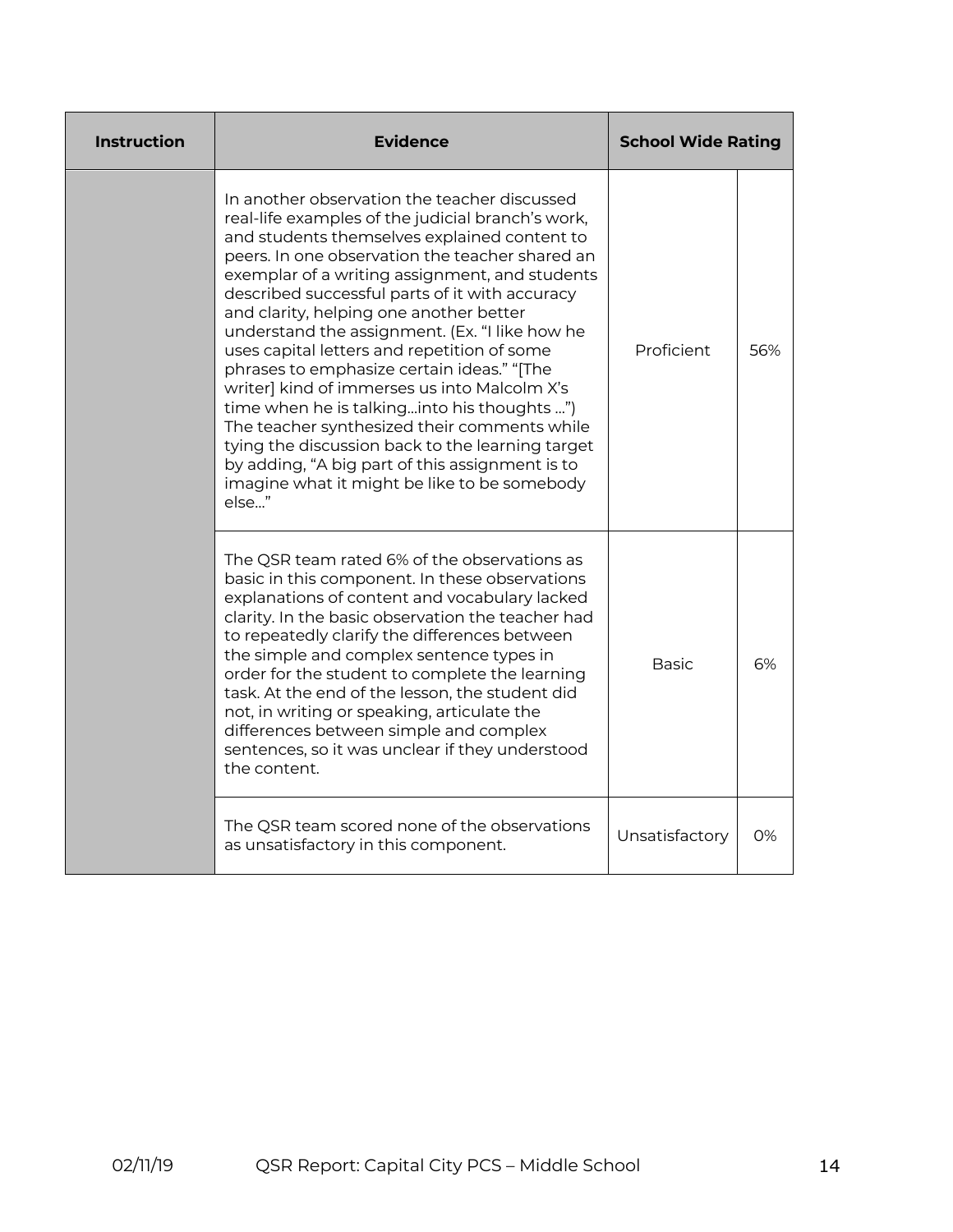| Instruction | Evidence | School Wide Rating | |
|---|---|---|---|
| | In another observation the teacher discussed real-life examples of the judicial branch's work, and students themselves explained content to peers. In one observation the teacher shared an exemplar of a writing assignment, and students described successful parts of it with accuracy and clarity, helping one another better understand the assignment. (Ex. "I like how he uses capital letters and repetition of some phrases to emphasize certain ideas." "[The writer] kind of immerses us into Malcolm X's time when he is talking…into his thoughts …") The teacher synthesized their comments while tying the discussion back to the learning target by adding, "A big part of this assignment is to imagine what it might be like to be somebody else…" | Proficient | 56% |
| | The QSR team rated 6% of the observations as basic in this component. In these observations explanations of content and vocabulary lacked clarity. In the basic observation the teacher had to repeatedly clarify the differences between the simple and complex sentence types in order for the student to complete the learning task. At the end of the lesson, the student did not, in writing or speaking, articulate the differences between simple and complex sentences, so it was unclear if they understood the content. | Basic | 6% |
| | The QSR team scored none of the observations as unsatisfactory in this component. | Unsatisfactory | 0% |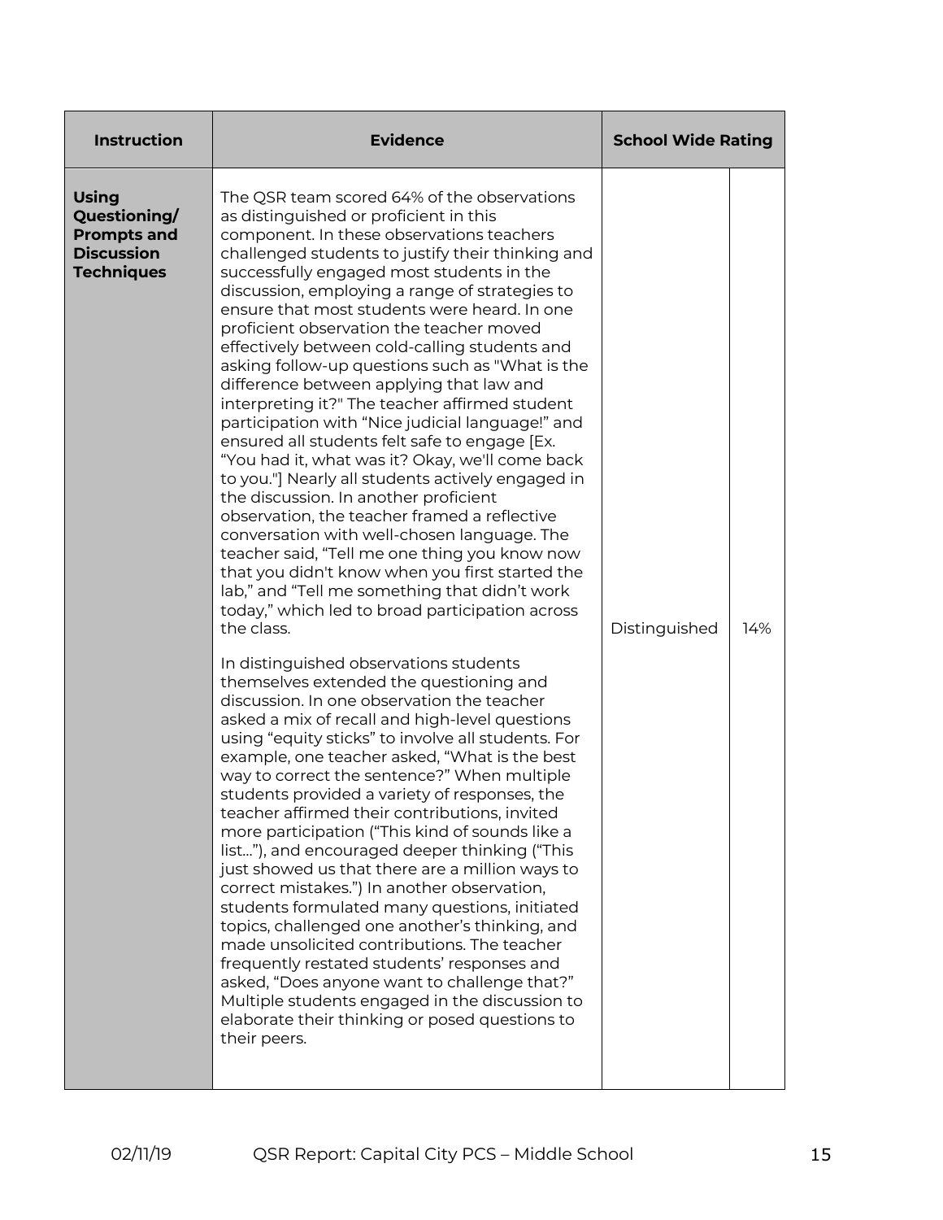| Instruction | Evidence | School Wide Rating | |
|---|---|---|---|
| **Using Questioning/ Prompts and Discussion Techniques** | The QSR team scored 64% of the observations as distinguished or proficient in this component. In these observations teachers challenged students to justify their thinking and successfully engaged most students in the discussion, employing a range of strategies to ensure that most students were heard. In one proficient observation the teacher moved effectively between cold-calling students and asking follow-up questions such as "What is the difference between applying that law and interpreting it?" The teacher affirmed student participation with "Nice judicial language!" and ensured all students felt safe to engage [Ex. "You had it, what was it? Okay, we'll come back to you."] Nearly all students actively engaged in the discussion. In another proficient observation, the teacher framed a reflective conversation with well-chosen language. The teacher said, "Tell me one thing you know now that you didn't know when you first started the lab," and "Tell me something that didn't work today," which led to broad participation across the class.<br><br>In distinguished observations students themselves extended the questioning and discussion. In one observation the teacher asked a mix of recall and high-level questions using "equity sticks" to involve all students. For example, one teacher asked, "What is the best way to correct the sentence?" When multiple students provided a variety of responses, the teacher affirmed their contributions, invited more participation ("This kind of sounds like a list…"), and encouraged deeper thinking ("This just showed us that there are a million ways to correct mistakes.") In another observation, students formulated many questions, initiated topics, challenged one another's thinking, and made unsolicited contributions. The teacher frequently restated students' responses and asked, "Does anyone want to challenge that?" Multiple students engaged in the discussion to elaborate their thinking or posed questions to their peers. | Distinguished | 14% |

02/11/19 QSR Report: Capital City PCS – Middle School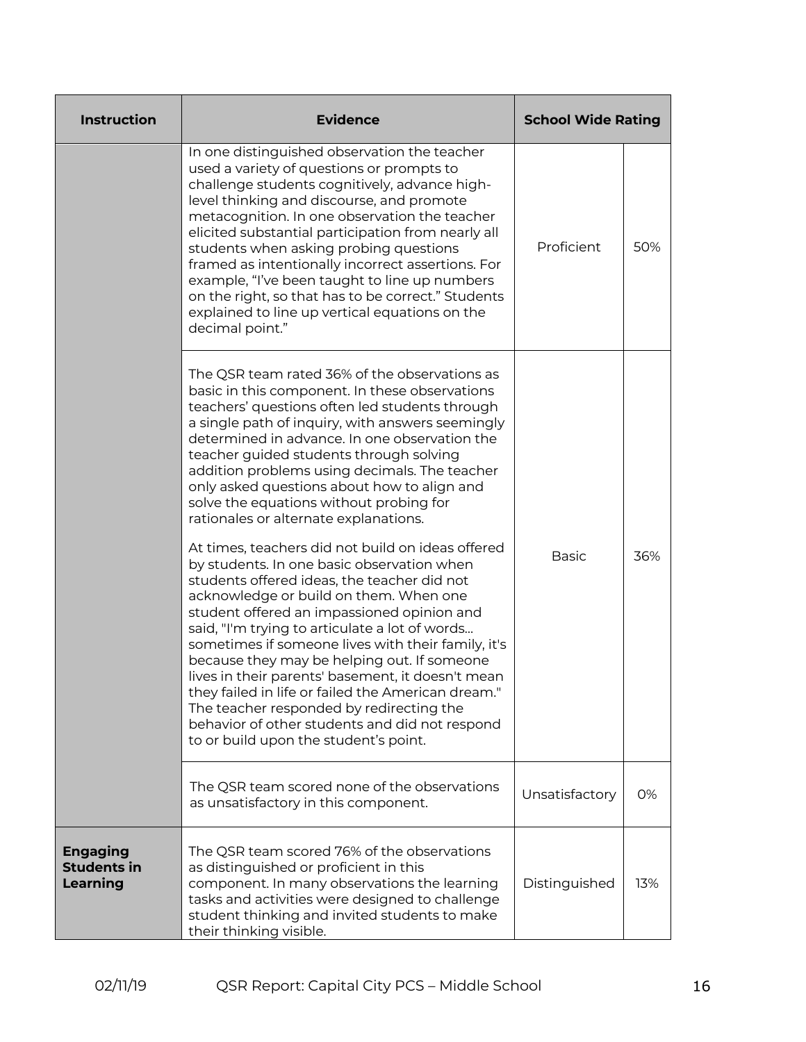| Instruction | Evidence | School Wide Rating | |
|---|---|---|---|
| | In one distinguished observation the teacher used a variety of questions or prompts to challenge students cognitively, advance high-level thinking and discourse, and promote metacognition. In one observation the teacher elicited substantial participation from nearly all students when asking probing questions framed as intentionally incorrect assertions. For example, "I've been taught to line up numbers on the right, so that has to be correct." Students explained to line up vertical equations on the decimal point." | Proficient | 50% |
| | The QSR team rated 36% of the observations as basic in this component. In these observations teachers' questions often led students through a single path of inquiry, with answers seemingly determined in advance. In one observation the teacher guided students through solving addition problems using decimals. The teacher only asked questions about how to align and solve the equations without probing for rationales or alternate explanations.<br><br>At times, teachers did not build on ideas offered by students. In one basic observation when students offered ideas, the teacher did not acknowledge or build on them. When one student offered an impassioned opinion and said, "I'm trying to articulate a lot of words... sometimes if someone lives with their family, it's because they may be helping out. If someone lives in their parents' basement, it doesn't mean they failed in life or failed the American dream." The teacher responded by redirecting the behavior of other students and did not respond to or build upon the student's point. | Basic | 36% |
| | The QSR team scored none of the observations as unsatisfactory in this component. | Unsatisfactory | 0% |
| **Engaging Students in Learning** | The QSR team scored 76% of the observations as distinguished or proficient in this component. In many observations the learning tasks and activities were designed to challenge student thinking and invited students to make their thinking visible. | Distinguished | 13% |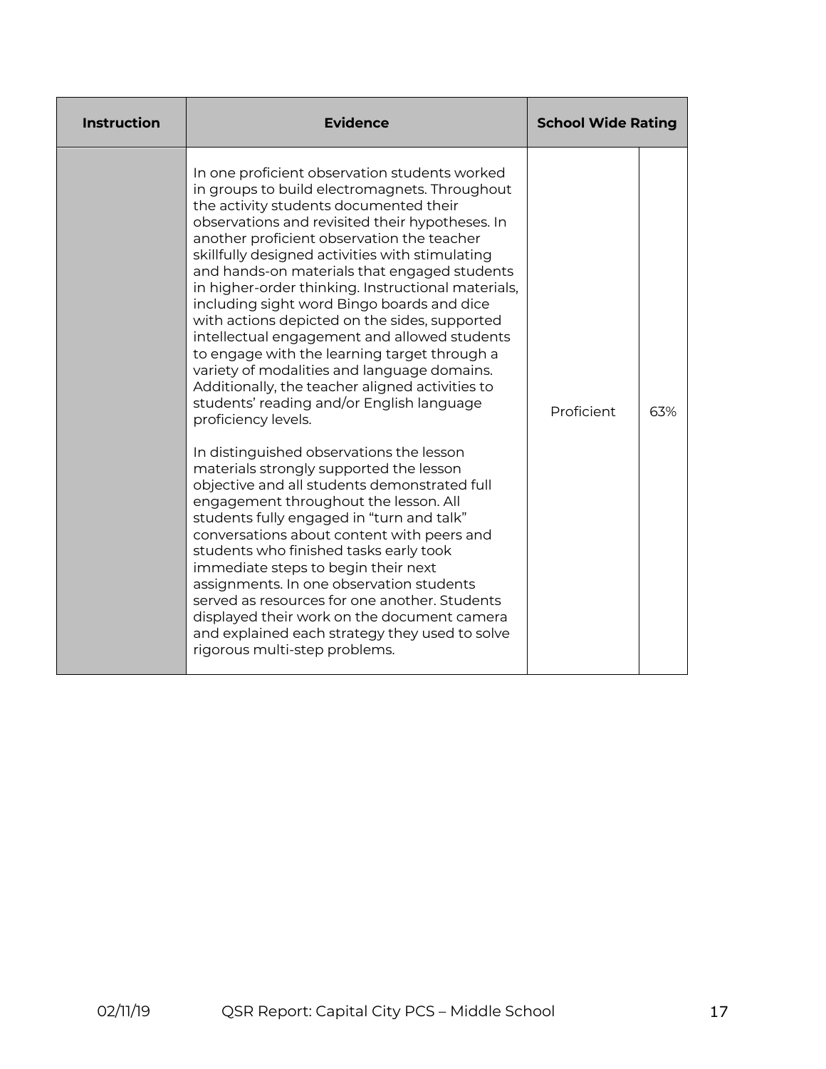| Instruction | Evidence | School Wide Rating | |
|---|---|---|---|
| | In one proficient observation students worked in groups to build electromagnets. Throughout the activity students documented their observations and revisited their hypotheses. In another proficient observation the teacher skillfully designed activities with stimulating and hands-on materials that engaged students in higher-order thinking. Instructional materials, including sight word Bingo boards and dice with actions depicted on the sides, supported intellectual engagement and allowed students to engage with the learning target through a variety of modalities and language domains. Additionally, the teacher aligned activities to students' reading and/or English language proficiency levels.<br><br>In distinguished observations the lesson materials strongly supported the lesson objective and all students demonstrated full engagement throughout the lesson. All students fully engaged in "turn and talk" conversations about content with peers and students who finished tasks early took immediate steps to begin their next assignments. In one observation students served as resources for one another. Students displayed their work on the document camera and explained each strategy they used to solve rigorous multi-step problems. | Proficient | 63% |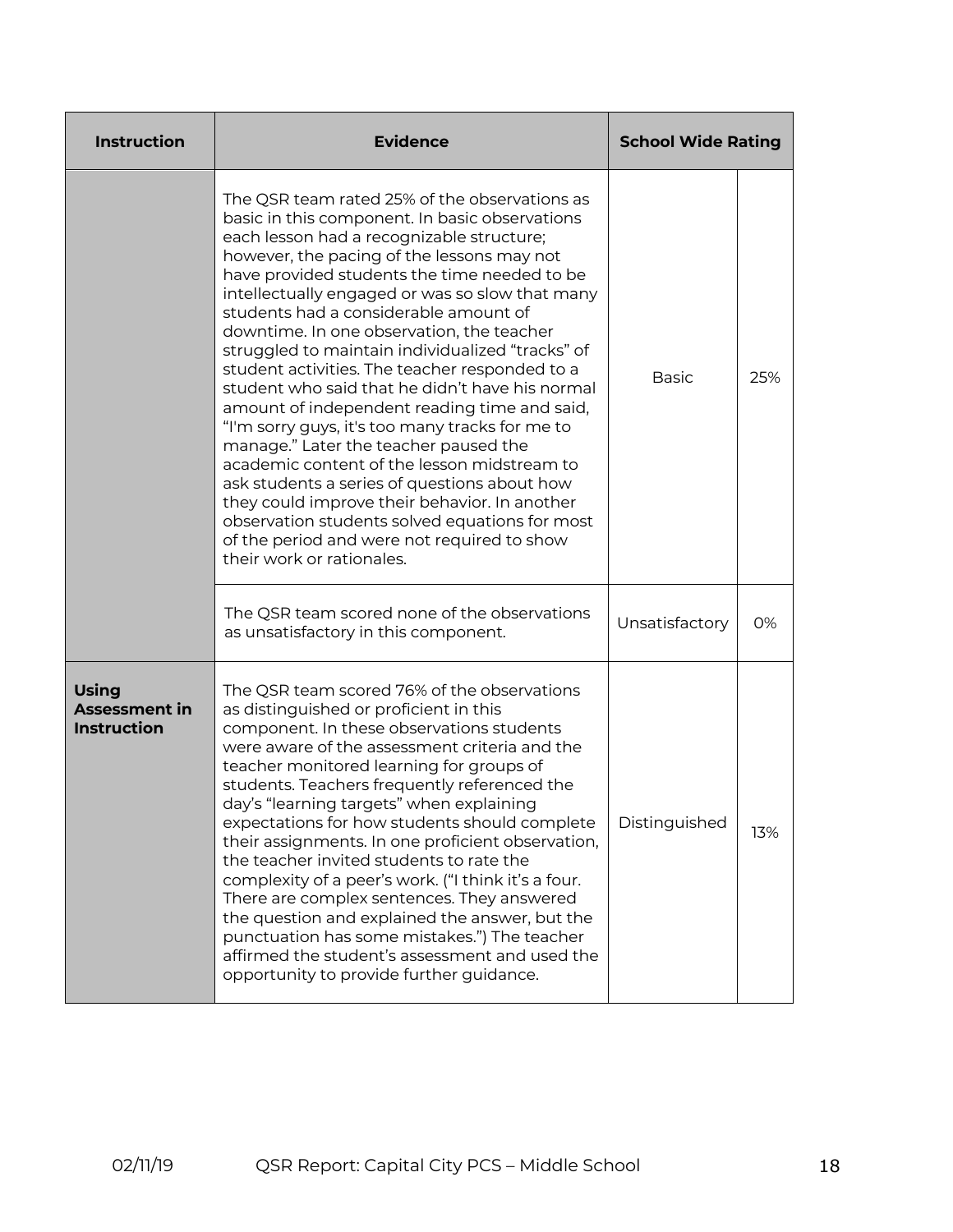| Instruction | Evidence | School Wide Rating | |
|---|---|---|---|
| | The QSR team rated 25% of the observations as basic in this component. In basic observations each lesson had a recognizable structure; however, the pacing of the lessons may not have provided students the time needed to be intellectually engaged or was so slow that many students had a considerable amount of downtime. In one observation, the teacher struggled to maintain individualized "tracks" of student activities. The teacher responded to a student who said that he didn't have his normal amount of independent reading time and said, "I'm sorry guys, it's too many tracks for me to manage." Later the teacher paused the academic content of the lesson midstream to ask students a series of questions about how they could improve their behavior. In another observation students solved equations for most of the period and were not required to show their work or rationales. | Basic | 25% |
| | The QSR team scored none of the observations as unsatisfactory in this component. | Unsatisfactory | 0% |
| **Using Assessment in Instruction** | The QSR team scored 76% of the observations as distinguished or proficient in this component. In these observations students were aware of the assessment criteria and the teacher monitored learning for groups of students. Teachers frequently referenced the day's "learning targets" when explaining expectations for how students should complete their assignments. In one proficient observation, the teacher invited students to rate the complexity of a peer's work. ("I think it's a four. There are complex sentences. They answered the question and explained the answer, but the punctuation has some mistakes.") The teacher affirmed the student's assessment and used the opportunity to provide further guidance. | Distinguished | 13% |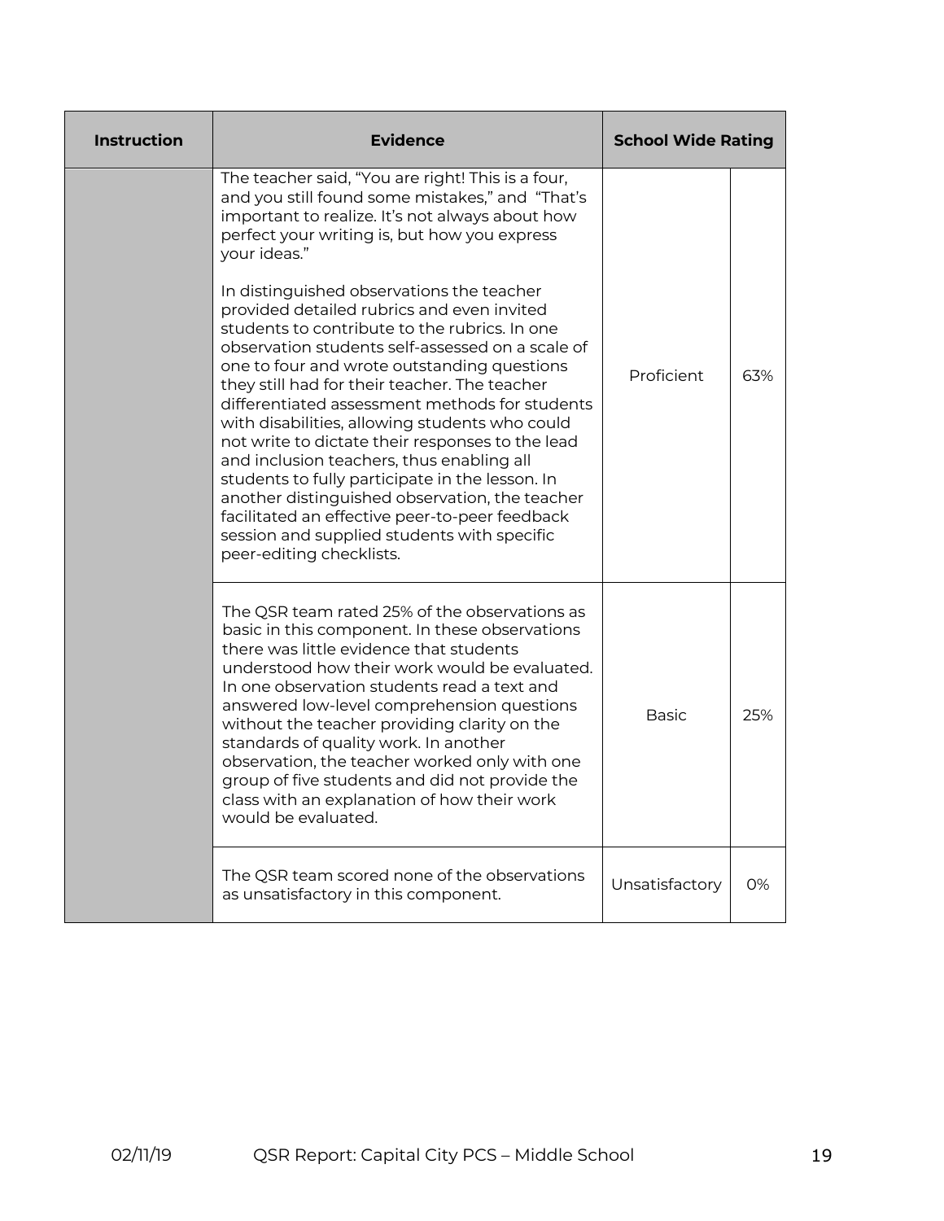| Instruction | Evidence | School Wide Rating | |
|---|---|---|---|
| | The teacher said, "You are right! This is a four, and you still found some mistakes," and "That's important to realize. It's not always about how perfect your writing is, but how you express your ideas."<br><br>In distinguished observations the teacher provided detailed rubrics and even invited students to contribute to the rubrics. In one observation students self-assessed on a scale of one to four and wrote outstanding questions they still had for their teacher. The teacher differentiated assessment methods for students with disabilities, allowing students who could not write to dictate their responses to the lead and inclusion teachers, thus enabling all students to fully participate in the lesson. In another distinguished observation, the teacher facilitated an effective peer-to-peer feedback session and supplied students with specific peer-editing checklists. | Proficient | 63% |
| | The QSR team rated 25% of the observations as basic in this component. In these observations there was little evidence that students understood how their work would be evaluated. In one observation students read a text and answered low-level comprehension questions without the teacher providing clarity on the standards of quality work. In another observation, the teacher worked only with one group of five students and did not provide the class with an explanation of how their work would be evaluated. | Basic | 25% |
| | The QSR team scored none of the observations as unsatisfactory in this component. | Unsatisfactory | 0% |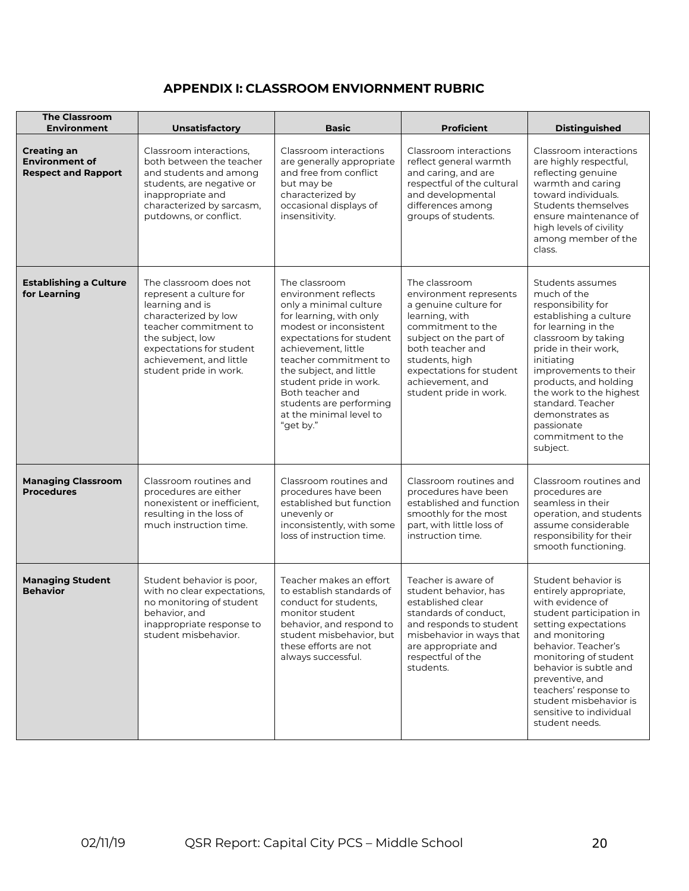## APPENDIX I: CLASSROOM ENVIORNMENT RUBRIC

| The Classroom Environment | Unsatisfactory | Basic | Proficient | Distinguished |
|---|---|---|---|---|
| **Creating an Environment of Respect and Rapport** | Classroom interactions, both between the teacher and students and among students, are negative or inappropriate and characterized by sarcasm, putdowns, or conflict. | Classroom interactions are generally appropriate and free from conflict but may be characterized by occasional displays of insensitivity. | Classroom interactions reflect general warmth and caring, and are respectful of the cultural and developmental differences among groups of students. | Classroom interactions are highly respectful, reflecting genuine warmth and caring toward individuals. Students themselves ensure maintenance of high levels of civility among member of the class. |
| **Establishing a Culture for Learning** | The classroom does not represent a culture for learning and is characterized by low teacher commitment to the subject, low expectations for student achievement, and little student pride in work. | The classroom environment reflects only a minimal culture for learning, with only modest or inconsistent expectations for student achievement, little teacher commitment to the subject, and little student pride in work. Both teacher and students are performing at the minimal level to "get by." | The classroom environment represents a genuine culture for learning, with commitment to the subject on the part of both teacher and students, high expectations for student achievement, and student pride in work. | Students assumes much of the responsibility for establishing a culture for learning in the classroom by taking pride in their work, initiating improvements to their products, and holding the work to the highest standard. Teacher demonstrates as passionate commitment to the subject. |
| **Managing Classroom Procedures** | Classroom routines and procedures are either nonexistent or inefficient, resulting in the loss of much instruction time. | Classroom routines and procedures have been established but function unevenly or inconsistently, with some loss of instruction time. | Classroom routines and procedures have been established and function smoothly for the most part, with little loss of instruction time. | Classroom routines and procedures are seamless in their operation, and students assume considerable responsibility for their smooth functioning. |
| **Managing Student Behavior** | Student behavior is poor, with no clear expectations, no monitoring of student behavior, and inappropriate response to student misbehavior. | Teacher makes an effort to establish standards of conduct for students, monitor student behavior, and respond to student misbehavior, but these efforts are not always successful. | Teacher is aware of student behavior, has established clear standards of conduct, and responds to student misbehavior in ways that are appropriate and respectful of the students. | Student behavior is entirely appropriate, with evidence of student participation in setting expectations and monitoring behavior. Teacher's monitoring of student behavior is subtle and preventive, and teachers' response to student misbehavior is sensitive to individual student needs. |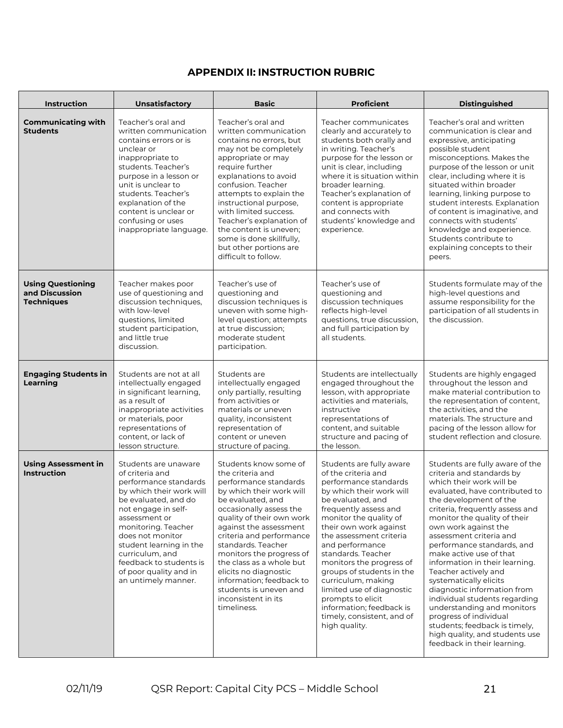## APPENDIX II: INSTRUCTION RUBRIC

| Instruction | Unsatisfactory | Basic | Proficient | Distinguished |
|---|---|---|---|---|
| **Communicating with Students** | Teacher's oral and written communication contains errors or is unclear or inappropriate to students. Teacher's purpose in a lesson or unit is unclear to students. Teacher's explanation of the content is unclear or confusing or uses inappropriate language. | Teacher's oral and written communication contains no errors, but may not be completely appropriate or may require further explanations to avoid confusion. Teacher attempts to explain the instructional purpose, with limited success. Teacher's explanation of the content is uneven; some is done skillfully, but other portions are difficult to follow. | Teacher communicates clearly and accurately to students both orally and in writing. Teacher's purpose for the lesson or unit is clear, including where it is situation within broader learning. Teacher's explanation of content is appropriate and connects with students' knowledge and experience. | Teacher's oral and written communication is clear and expressive, anticipating possible student misconceptions. Makes the purpose of the lesson or unit clear, including where it is situated within broader learning, linking purpose to student interests. Explanation of content is imaginative, and connects with students' knowledge and experience. Students contribute to explaining concepts to their peers. |
| **Using Questioning and Discussion Techniques** | Teacher makes poor use of questioning and discussion techniques, with low-level questions, limited student participation, and little true discussion. | Teacher's use of questioning and discussion techniques is uneven with some high-level question; attempts at true discussion; moderate student participation. | Teacher's use of questioning and discussion techniques reflects high-level questions, true discussion, and full participation by all students. | Students formulate may of the high-level questions and assume responsibility for the participation of all students in the discussion. |
| **Engaging Students in Learning** | Students are not at all intellectually engaged in significant learning, as a result of inappropriate activities or materials, poor representations of content, or lack of lesson structure. | Students are intellectually engaged only partially, resulting from activities or materials or uneven quality, inconsistent representation of content or uneven structure of pacing. | Students are intellectually engaged throughout the lesson, with appropriate activities and materials, instructive representations of content, and suitable structure and pacing of the lesson. | Students are highly engaged throughout the lesson and make material contribution to the representation of content, the activities, and the materials. The structure and pacing of the lesson allow for student reflection and closure. |
| **Using Assessment in Instruction** | Students are unaware of criteria and performance standards by which their work will be evaluated, and do not engage in self-assessment or monitoring. Teacher does not monitor student learning in the curriculum, and feedback to students is of poor quality and in an untimely manner. | Students know some of the criteria and performance standards by which their work will be evaluated, and occasionally assess the quality of their own work against the assessment criteria and performance standards. Teacher monitors the progress of the class as a whole but elicits no diagnostic information; feedback to students is uneven and inconsistent in its timeliness. | Students are fully aware of the criteria and performance standards by which their work will be evaluated, and frequently assess and monitor the quality of their own work against the assessment criteria and performance standards. Teacher monitors the progress of groups of students in the curriculum, making limited use of diagnostic prompts to elicit information; feedback is timely, consistent, and of high quality. | Students are fully aware of the criteria and standards by which their work will be evaluated, have contributed to the development of the criteria, frequently assess and monitor the quality of their own work against the assessment criteria and performance standards, and make active use of that information in their learning. Teacher actively and systematically elicits diagnostic information from individual students regarding understanding and monitors progress of individual students; feedback is timely, high quality, and students use feedback in their learning. |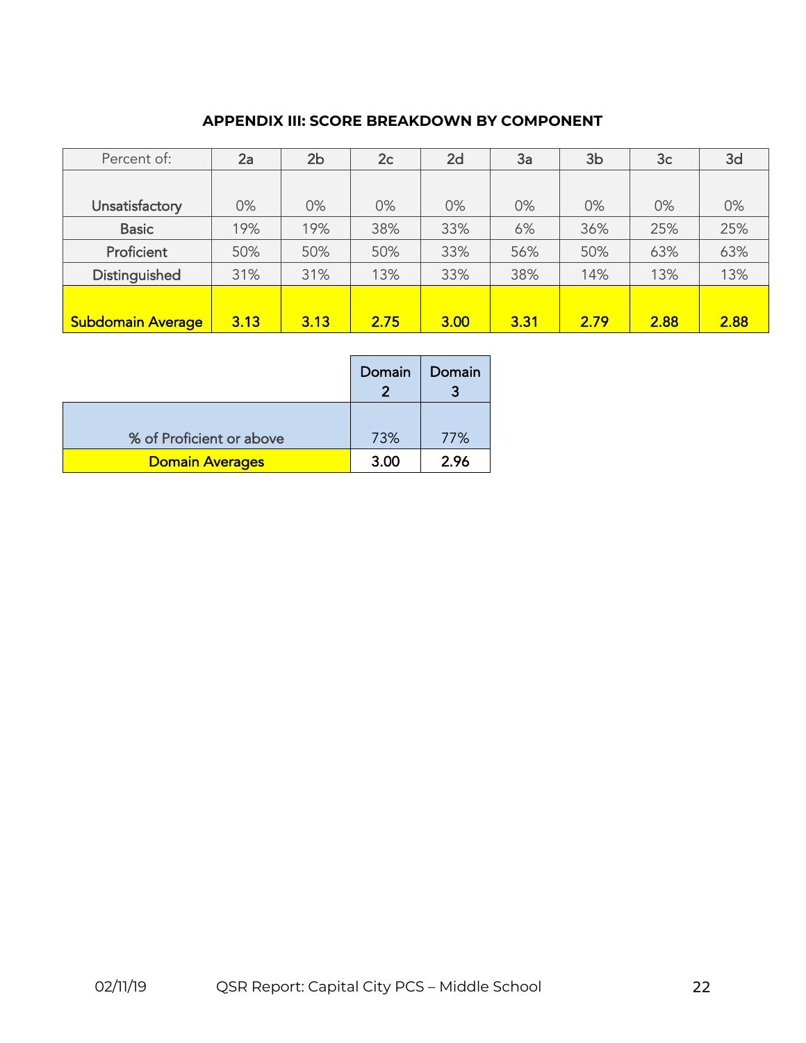## APPENDIX III: SCORE BREAKDOWN BY COMPONENT

| Percent of: | 2a | 2b | 2c | 2d | 3a | 3b | 3c | 3d |
|---|---|---|---|---|---|---|---|---|
| Unsatisfactory | 0% | 0% | 0% | 0% | 0% | 0% | 0% | 0% |
| Basic | 19% | 19% | 38% | 33% | 6% | 36% | 25% | 25% |
| Proficient | 50% | 50% | 50% | 33% | 56% | 50% | 63% | 63% |
| Distinguished | 31% | 31% | 13% | 33% | 38% | 14% | 13% | 13% |
| **Subdomain Average** | **3.13** | **3.13** | **2.75** | **3.00** | **3.31** | **2.79** | **2.88** | **2.88** |

| | Domain 2 | Domain 3 |
|---|---|---|
| % of Proficient or above | 73% | 77% |
| Domain Averages | 3.00 | 2.96 |